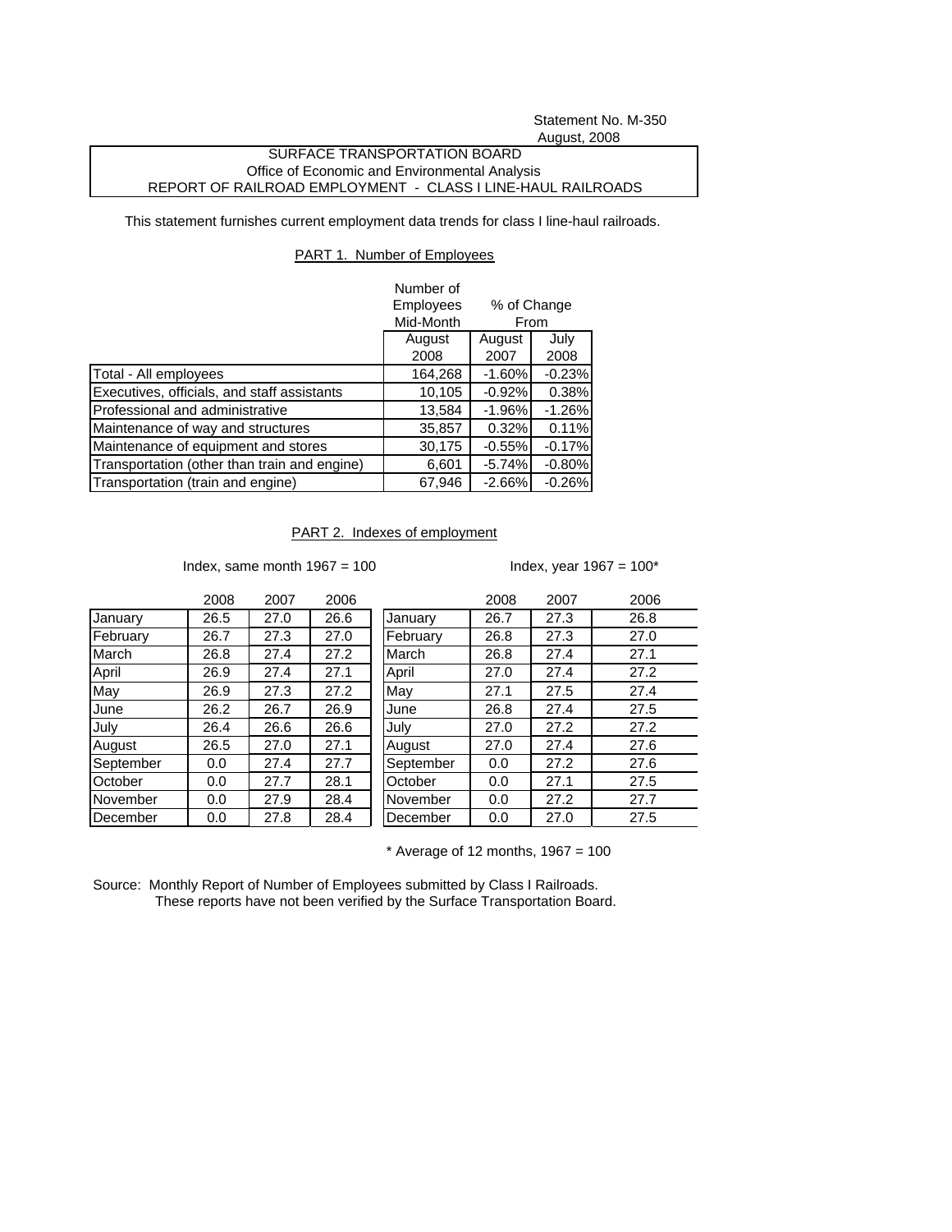Statement No. M-350
August, 2008

SURFACE TRANSPORTATION BOARD
Office of Economic and Environmental Analysis
REPORT OF RAILROAD EMPLOYMENT - CLASS I LINE-HAUL RAILROADS

This statement furnishes current employment data trends for class I line-haul railroads.

## PART 1. Number of Employees

| | Number of Employees Mid-Month | % of Change From | |
|---|---|---|---|
| | August 2008 | August 2007 | July 2008 |
| Total - All employees | 164,268 | -1.60% | -0.23% |
| Executives, officials, and staff assistants | 10,105 | -0.92% | 0.38% |
| Professional and administrative | 13,584 | -1.96% | -1.26% |
| Maintenance of way and structures | 35,857 | 0.32% | 0.11% |
| Maintenance of equipment and stores | 30,175 | -0.55% | -0.17% |
| Transportation (other than train and engine) | 6,601 | -5.74% | -0.80% |
| Transportation (train and engine) | 67,946 | -2.66% | -0.26% |

## PART 2. Indexes of employment

Index, same month 1967 = 100

| | 2008 | 2007 | 2006 |
|---|---|---|---|
| January | 26.5 | 27.0 | 26.6 |
| February | 26.7 | 27.3 | 27.0 |
| March | 26.8 | 27.4 | 27.2 |
| April | 26.9 | 27.4 | 27.1 |
| May | 26.9 | 27.3 | 27.2 |
| June | 26.2 | 26.7 | 26.9 |
| July | 26.4 | 26.6 | 26.6 |
| August | 26.5 | 27.0 | 27.1 |
| September | 0.0 | 27.4 | 27.7 |
| October | 0.0 | 27.7 | 28.1 |
| November | 0.0 | 27.9 | 28.4 |
| December | 0.0 | 27.8 | 28.4 |

Index, year 1967 = 100*

| | 2008 | 2007 | 2006 |
|---|---|---|---|
| January | 26.7 | 27.3 | 26.8 |
| February | 26.8 | 27.3 | 27.0 |
| March | 26.8 | 27.4 | 27.1 |
| April | 27.0 | 27.4 | 27.2 |
| May | 27.1 | 27.5 | 27.4 |
| June | 26.8 | 27.4 | 27.5 |
| July | 27.0 | 27.2 | 27.2 |
| August | 27.0 | 27.4 | 27.6 |
| September | 0.0 | 27.2 | 27.6 |
| October | 0.0 | 27.1 | 27.5 |
| November | 0.0 | 27.2 | 27.7 |
| December | 0.0 | 27.0 | 27.5 |

\* Average of 12 months, 1967 = 100

Source: Monthly Report of Number of Employees submitted by Class I Railroads.
These reports have not been verified by the Surface Transportation Board.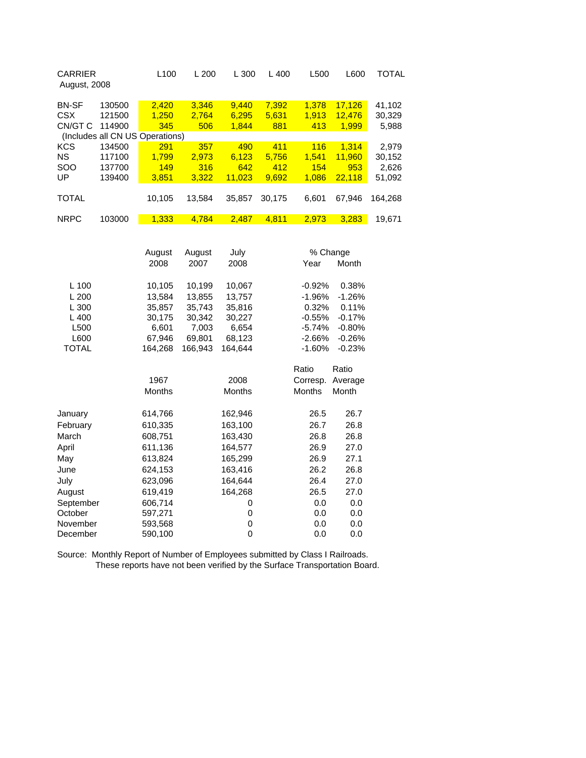| CARRIER August, 2008 | | L100 | L 200 | L 300 | L 400 | L500 | L600 | TOTAL |
|---|---|---|---|---|---|---|---|---|
| BN-SF | 130500 | 2,420 | 3,346 | 9,440 | 7,392 | 1,378 | 17,126 | 41,102 |
| CSX | 121500 | 1,250 | 2,764 | 6,295 | 5,631 | 1,913 | 12,476 | 30,329 |
| CN/GT C | 114900 | 345 | 506 | 1,844 | 881 | 413 | 1,999 | 5,988 |
| (Includes all CN US Operations) | | | | | | | | |
| KCS | 134500 | 291 | 357 | 490 | 411 | 116 | 1,314 | 2,979 |
| NS | 117100 | 1,799 | 2,973 | 6,123 | 5,756 | 1,541 | 11,960 | 30,152 |
| SOO | 137700 | 149 | 316 | 642 | 412 | 154 | 953 | 2,626 |
| UP | 139400 | 3,851 | 3,322 | 11,023 | 9,692 | 1,086 | 22,118 | 51,092 |
| TOTAL | | 10,105 | 13,584 | 35,857 | 30,175 | 6,601 | 67,946 | 164,268 |
| NRPC | 103000 | 1,333 | 4,784 | 2,487 | 4,811 | 2,973 | 3,283 | 19,671 |

| | August 2008 | August 2007 | July 2008 | % Change Year | % Change Month |
|---|---|---|---|---|---|
| L 100 | 10,105 | 10,199 | 10,067 | -0.92% | 0.38% |
| L 200 | 13,584 | 13,855 | 13,757 | -1.96% | -1.26% |
| L 300 | 35,857 | 35,743 | 35,816 | 0.32% | 0.11% |
| L 400 | 30,175 | 30,342 | 30,227 | -0.55% | -0.17% |
| L500 | 6,601 | 7,003 | 6,654 | -5.74% | -0.80% |
| L600 | 67,946 | 69,801 | 68,123 | -2.66% | -0.26% |
| TOTAL | 164,268 | 166,943 | 164,644 | -1.60% | -0.23% |

| | 1967 Months | 2008 Months | Ratio Corresp. Months | Ratio Average Month |
|---|---|---|---|---|
| January | 614,766 | 162,946 | 26.5 | 26.7 |
| February | 610,335 | 163,100 | 26.7 | 26.8 |
| March | 608,751 | 163,430 | 26.8 | 26.8 |
| April | 611,136 | 164,577 | 26.9 | 27.0 |
| May | 613,824 | 165,299 | 26.9 | 27.1 |
| June | 624,153 | 163,416 | 26.2 | 26.8 |
| July | 623,096 | 164,644 | 26.4 | 27.0 |
| August | 619,419 | 164,268 | 26.5 | 27.0 |
| September | 606,714 | 0 | 0.0 | 0.0 |
| October | 597,271 | 0 | 0.0 | 0.0 |
| November | 593,568 | 0 | 0.0 | 0.0 |
| December | 590,100 | 0 | 0.0 | 0.0 |

Source: Monthly Report of Number of Employees submitted by Class I Railroads.
These reports have not been verified by the Surface Transportation Board.